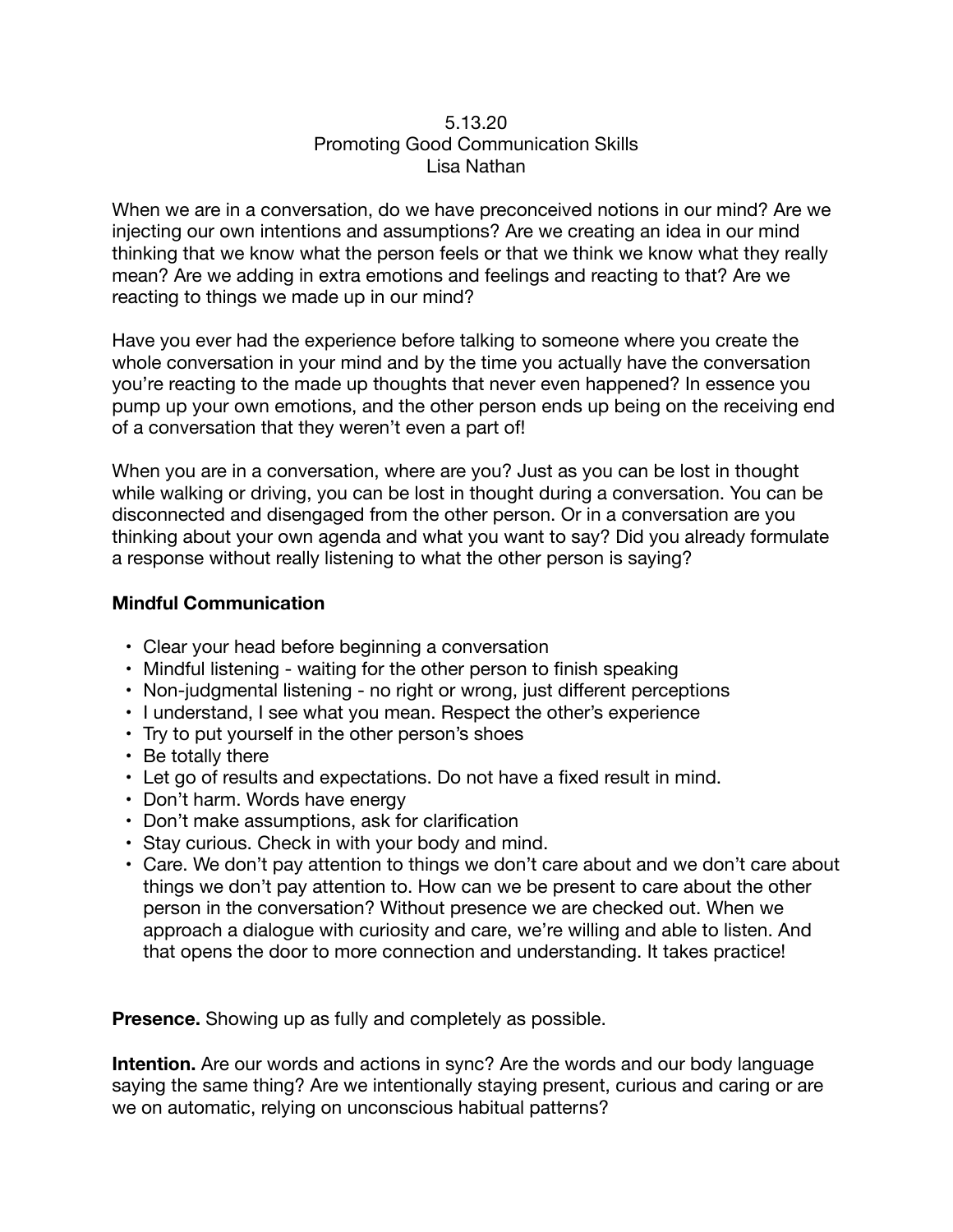5.13.20

Promoting Good Communication Skills

Lisa Nathan

When we are in a conversation, do we have preconceived notions in our mind? Are we injecting our own intentions and assumptions? Are we creating an idea in our mind thinking that we know what the person feels or that we think we know what they really mean? Are we adding in extra emotions and feelings and reacting to that? Are we reacting to things we made up in our mind?

Have you ever had the experience before talking to someone where you create the whole conversation in your mind and by the time you actually have the conversation you're reacting to the made up thoughts that never even happened? In essence you pump up your own emotions, and the other person ends up being on the receiving end of a conversation that they weren't even a part of!

When you are in a conversation, where are you? Just as you can be lost in thought while walking or driving, you can be lost in thought during a conversation. You can be disconnected and disengaged from the other person. Or in a conversation are you thinking about your own agenda and what you want to say? Did you already formulate a response without really listening to what the other person is saying?

**Mindful Communication**

- Clear your head before beginning a conversation
- Mindful listening - waiting for the other person to finish speaking
- Non-judgmental listening - no right or wrong, just different perceptions
- I understand, I see what you mean. Respect the other's experience
- Try to put yourself in the other person's shoes
- Be totally there
- Let go of results and expectations. Do not have a fixed result in mind.
- Don't harm. Words have energy
- Don't make assumptions, ask for clarification
- Stay curious. Check in with your body and mind.
- Care. We don't pay attention to things we don't care about and we don't care about things we don't pay attention to. How can we be present to care about the other person in the conversation? Without presence we are checked out. When we approach a dialogue with curiosity and care, we're willing and able to listen. And that opens the door to more connection and understanding. It takes practice!

**Presence.** Showing up as fully and completely as possible.

**Intention.** Are our words and actions in sync? Are the words and our body language saying the same thing? Are we intentionally staying present, curious and caring or are we on automatic, relying on unconscious habitual patterns?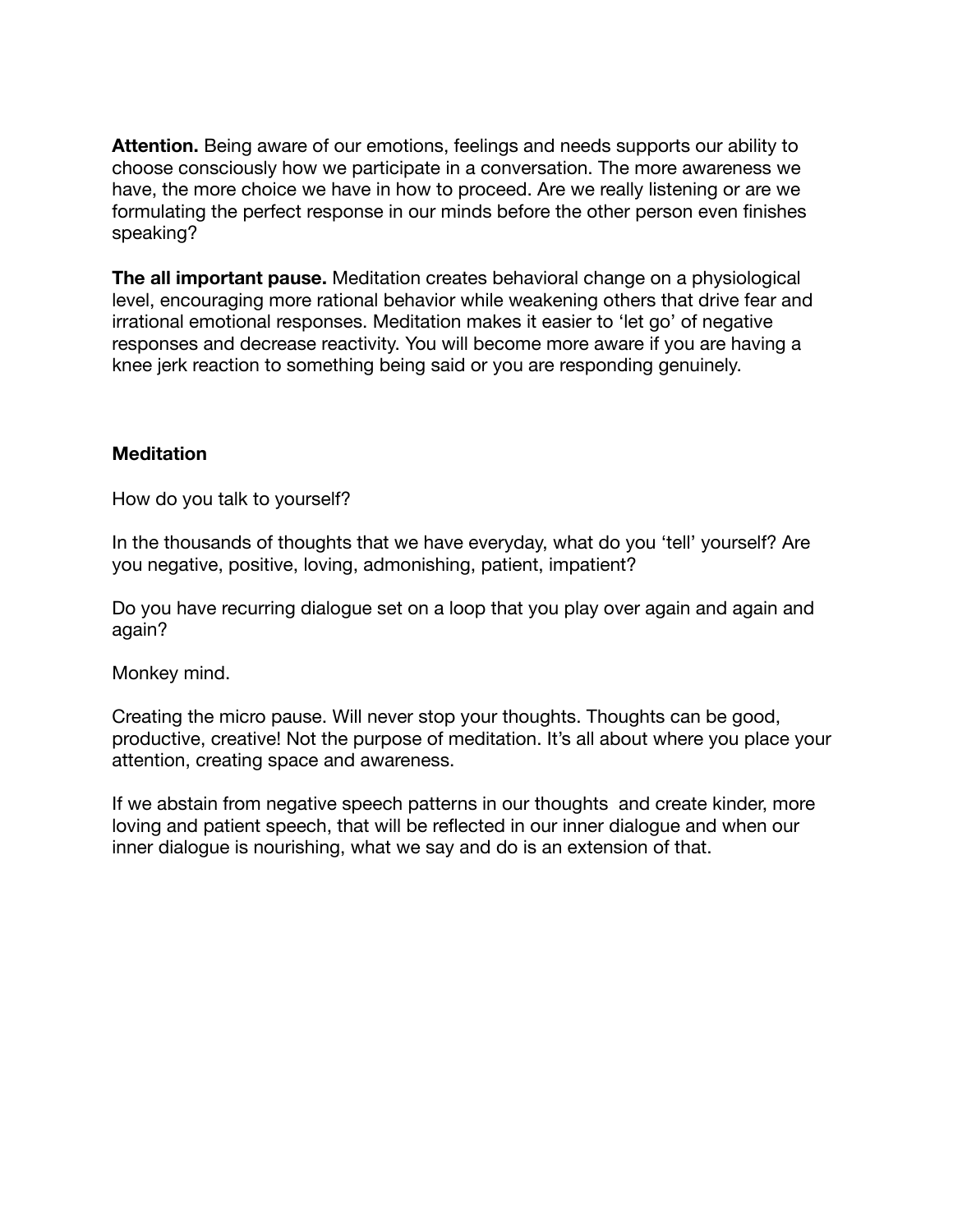**Attention.** Being aware of our emotions, feelings and needs supports our ability to choose consciously how we participate in a conversation. The more awareness we have, the more choice we have in how to proceed. Are we really listening or are we formulating the perfect response in our minds before the other person even finishes speaking?

**The all important pause.** Meditation creates behavioral change on a physiological level, encouraging more rational behavior while weakening others that drive fear and irrational emotional responses. Meditation makes it easier to 'let go' of negative responses and decrease reactivity. You will become more aware if you are having a knee jerk reaction to something being said or you are responding genuinely.

**Meditation**

How do you talk to yourself?

In the thousands of thoughts that we have everyday, what do you 'tell' yourself? Are you negative, positive, loving, admonishing, patient, impatient?

Do you have recurring dialogue set on a loop that you play over again and again and again?

Monkey mind.

Creating the micro pause. Will never stop your thoughts. Thoughts can be good, productive, creative! Not the purpose of meditation. It's all about where you place your attention, creating space and awareness.

If we abstain from negative speech patterns in our thoughts and create kinder, more loving and patient speech, that will be reflected in our inner dialogue and when our inner dialogue is nourishing, what we say and do is an extension of that.